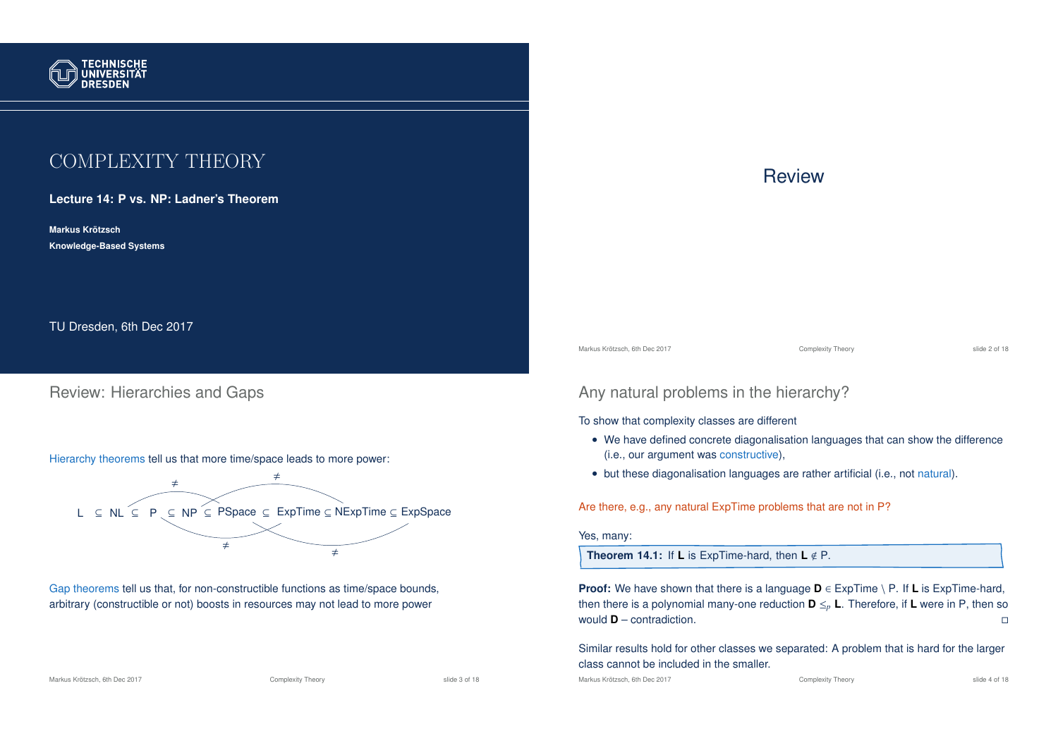# COMPLEXITY THEORY

**Lecture 14: P vs. NP: Ladner's Theorem**

**Markus Krötzsch**

**Knowledge-Based Systems**

TU Dresden, 6th Dec 2017

# Review

## Review: Hierarchies and Gaps

Hierarchy theorems tell us that more time/space leads to more power:

$$\mathsf{L} \subseteq \mathsf{NL} \subseteq \mathsf{P} \subseteq \mathsf{NP} \subseteq \mathsf{PSpace} \subseteq \mathsf{ExpTime} \subseteq \mathsf{NExpTime} \subseteq \mathsf{ExpSpace}$$

(with $\neq$ arcs between L and PSpace, NL and PSpace, P and ExpTime, NP and NExpTime, PSpace and ExpSpace)

Gap theorems tell us that, for non-constructible functions as time/space bounds, arbitrary (constructible or not) boosts in resources may not lead to more power

## Any natural problems in the hierarchy?

To show that complexity classes are different

- We have defined concrete diagonalisation languages that can show the difference (i.e., our argument was constructive),
- but these diagonalisation languages are rather artificial (i.e., not natural).

Are there, e.g., any natural ExpTime problems that are not in P?

Yes, many:

**Theorem 14.1:** If **L** is ExpTime-hard, then **L** $\notin$ P.

**Proof:** We have shown that there is a language **D** $\in$ ExpTime $\setminus$ P. If **L** is ExpTime-hard, then there is a polynomial many-one reduction **D** $\leq_p$ **L**. Therefore, if **L** were in P, then so would **D** – contradiction. □

Similar results hold for other classes we separated: A problem that is hard for the larger class cannot be included in the smaller.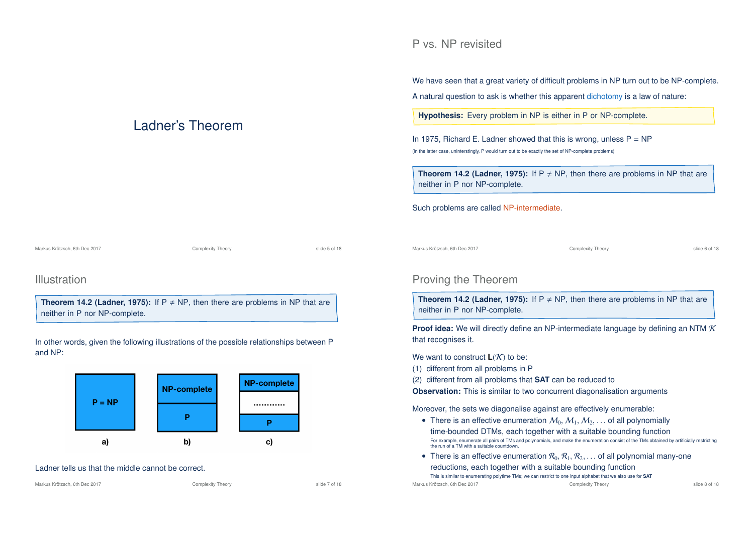# Ladner's Theorem

## P vs. NP revisited

We have seen that a great variety of difficult problems in NP turn out to be NP-complete.

A natural question to ask is whether this apparent dichotomy is a law of nature:

**Hypothesis:** Every problem in NP is either in P or NP-complete.

In 1975, Richard E. Ladner showed that this is wrong, unless P = NP

(in the latter case, uninterstingly, P would turn out to be exactly the set of NP-complete problems)

**Theorem 14.2 (Ladner, 1975):** If P ≠ NP, then there are problems in NP that are neither in P nor NP-complete.

Such problems are called NP-intermediate.

## Illustration

**Theorem 14.2 (Ladner, 1975):** If P ≠ NP, then there are problems in NP that are neither in P nor NP-complete.

In other words, given the following illustrations of the possible relationships between P and NP:

P = NP

a)

NP-complete

P

b)

NP-complete

...........

P

c)

Ladner tells us that the middle cannot be correct.

## Proving the Theorem

**Theorem 14.2 (Ladner, 1975):** If P ≠ NP, then there are problems in NP that are neither in P nor NP-complete.

**Proof idea:** We will directly define an NP-intermediate language by defining an NTM $\mathcal{K}$ that recognises it.

We want to construct $\mathbf{L}(\mathcal{K})$ to be:

(1) different from all problems in P

(2) different from all problems that **SAT** can be reduced to

**Observation:** This is similar to two concurrent diagonalisation arguments

Moreover, the sets we diagonalise against are effectively enumerable:

- There is an effective enumeration $\mathcal{M}_0, \mathcal{M}_1, \mathcal{M}_2, \ldots$ of all polynomially time-bounded DTMs, each together with a suitable bounding function
  For example, enumerate all pairs of TMs and polynomials, and make the enumeration consist of the TMs obtained by artificially restricting the run of a TM with a suitable countdown.
- There is an effective enumeration $\mathcal{R}_0, \mathcal{R}_1, \mathcal{R}_2, \ldots$ of all polynomial many-one reductions, each together with a suitable bounding function
  This is similar to enumerating polytime TMs; we can restrict to one input alphabet that we also use for **SAT**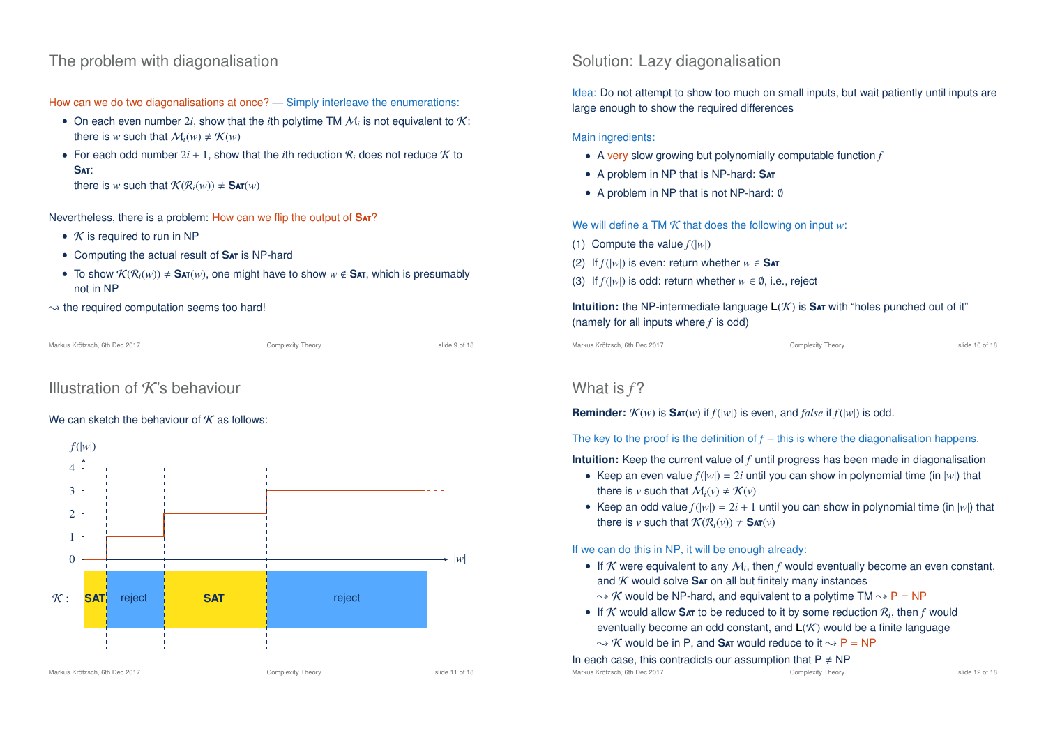## The problem with diagonalisation

How can we do two diagonalisations at once? — Simply interleave the enumerations:

- On each even number $2i$, show that the $i$th polytime TM $\mathcal{M}_i$ is not equivalent to $\mathcal{K}$: there is $w$ such that $\mathcal{M}_i(w) \neq \mathcal{K}(w)$
- For each odd number $2i+1$, show that the $i$th reduction $\mathcal{R}_i$ does not reduce $\mathcal{K}$ to **Sat**: there is $w$ such that $\mathcal{K}(\mathcal{R}_i(w)) \neq \textbf{Sat}(w)$

Nevertheless, there is a problem: How can we flip the output of **Sat**?

- $\mathcal{K}$ is required to run in NP
- Computing the actual result of **Sat** is NP-hard
- To show $\mathcal{K}(\mathcal{R}_i(w)) \neq \textbf{Sat}(w)$, one might have to show $w \notin \textbf{Sat}$, which is presumably not in NP

$\leadsto$ the required computation seems too hard!

## Solution: Lazy diagonalisation

Idea: Do not attempt to show too much on small inputs, but wait patiently until inputs are large enough to show the required differences

Main ingredients:

- A very slow growing but polynomially computable function $f$
- A problem in NP that is NP-hard: **Sat**
- A problem in NP that is not NP-hard: $\emptyset$

We will define a TM $\mathcal{K}$ that does the following on input $w$:

(1) Compute the value $f(|w|)$

(2) If $f(|w|)$ is even: return whether $w \in \textbf{Sat}$

(3) If $f(|w|)$ is odd: return whether $w \in \emptyset$, i.e., reject

**Intuition:** the NP-intermediate language $\mathbf{L}(\mathcal{K})$ is **Sat** with "holes punched out of it" (namely for all inputs where $f$ is odd)

## Illustration of $\mathcal{K}$'s behaviour

We can sketch the behaviour of $\mathcal{K}$ as follows:

$f(|w|)$

4
3
2
1
0

$|w|$

$\mathcal{K}$ : SAT reject SAT reject

## What is $f$?

**Reminder:** $\mathcal{K}(w)$ is $\textbf{Sat}(w)$ if $f(|w|)$ is even, and *false* if $f(|w|)$ is odd.

The key to the proof is the definition of $f$ – this is where the diagonalisation happens.

**Intuition:** Keep the current value of $f$ until progress has been made in diagonalisation

- Keep an even value $f(|w|) = 2i$ until you can show in polynomial time (in $|w|$) that there is $v$ such that $\mathcal{M}_i(v) \neq \mathcal{K}(v)$
- Keep an odd value $f(|w|) = 2i+1$ until you can show in polynomial time (in $|w|$) that there is $v$ such that $\mathcal{K}(\mathcal{R}_i(v)) \neq \textbf{Sat}(v)$

If we can do this in NP, it will be enough already:

- If $\mathcal{K}$ were equivalent to any $\mathcal{M}_i$, then $f$ would eventually become an even constant, and $\mathcal{K}$ would solve **Sat** on all but finitely many instances
  $\leadsto$ $\mathcal{K}$ would be NP-hard, and equivalent to a polytime TM $\leadsto$ P = NP
- If $\mathcal{K}$ would allow **Sat** to be reduced to it by some reduction $\mathcal{R}_i$, then $f$ would eventually become an odd constant, and $\mathbf{L}(\mathcal{K})$ would be a finite language
  $\leadsto$ $\mathcal{K}$ would be in P, and **Sat** would reduce to it $\leadsto$ P = NP

In each case, this contradicts our assumption that P $\neq$ NP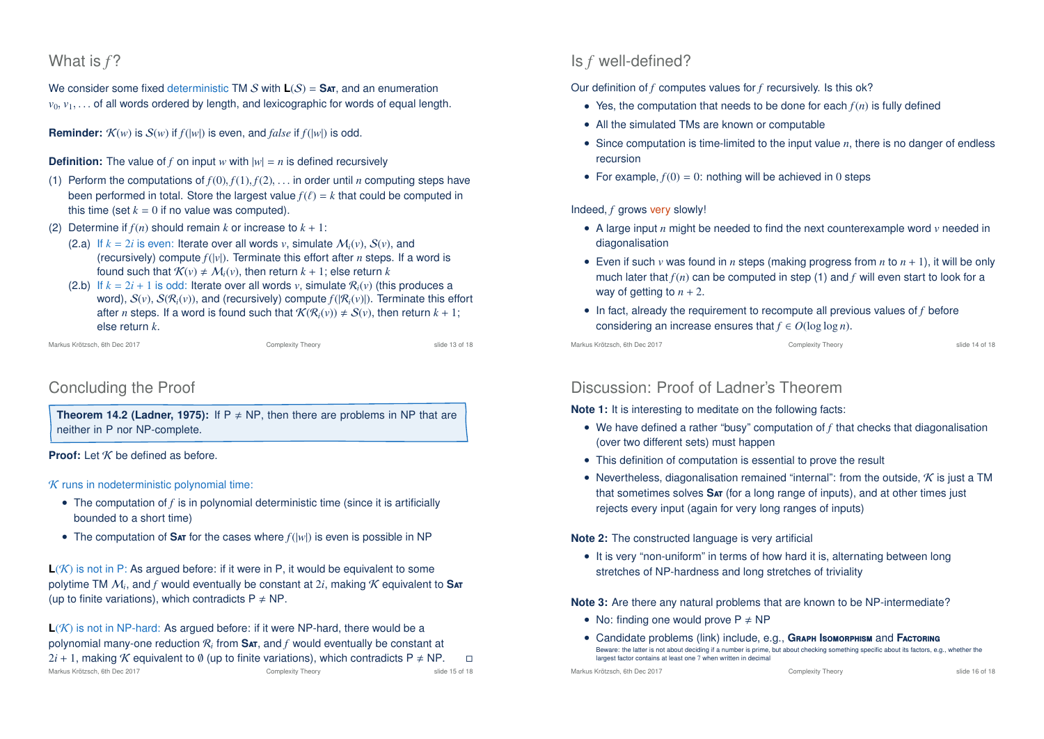## What is $f$?

We consider some fixed deterministic TM $\mathcal{S}$ with $\mathbf{L}(\mathcal{S}) = $ **Sat**, and an enumeration $v_0, v_1, \ldots$ of all words ordered by length, and lexicographic for words of equal length.

**Reminder:** $\mathcal{K}(w)$ is $\mathcal{S}(w)$ if $f(|w|)$ is even, and *false* if $f(|w|)$ is odd.

**Definition:** The value of $f$ on input $w$ with $|w| = n$ is defined recursively

(1) Perform the computations of $f(0), f(1), f(2), \ldots$ in order until $n$ computing steps have been performed in total. Store the largest value $f(\ell) = k$ that could be computed in this time (set $k = 0$ if no value was computed).

(2) Determine if $f(n)$ should remain $k$ or increase to $k + 1$:

- (2.a) If $k = 2i$ is even: Iterate over all words $v$, simulate $\mathcal{M}_i(v)$, $\mathcal{S}(v)$, and (recursively) compute $f(|v|)$. Terminate this effort after $n$ steps. If a word is found such that $\mathcal{K}(v) \neq \mathcal{M}_i(v)$, then return $k + 1$; else return $k$
- (2.b) If $k = 2i + 1$ is odd: Iterate over all words $v$, simulate $\mathcal{R}_i(v)$ (this produces a word), $\mathcal{S}(v)$, $\mathcal{S}(\mathcal{R}_i(v))$, and (recursively) compute $f(|\mathcal{R}_i(v)|)$. Terminate this effort after $n$ steps. If a word is found such that $\mathcal{K}(\mathcal{R}_i(v)) \neq \mathcal{S}(v)$, then return $k + 1$; else return $k$.

## Is $f$ well-defined?

Our definition of $f$ computes values for $f$ recursively. Is this ok?

- Yes, the computation that needs to be done for each $f(n)$ is fully defined
- All the simulated TMs are known or computable
- Since computation is time-limited to the input value $n$, there is no danger of endless recursion
- For example, $f(0) = 0$: nothing will be achieved in 0 steps

Indeed, $f$ grows very slowly!

- A large input $n$ might be needed to find the next counterexample word $v$ needed in diagonalisation
- Even if such $v$ was found in $n$ steps (making progress from $n$ to $n + 1$), it will be only much later that $f(n)$ can be computed in step (1) and $f$ will even start to look for a way of getting to $n + 2$.
- In fact, already the requirement to recompute all previous values of $f$ before considering an increase ensures that $f \in O(\log \log n)$.

## Concluding the Proof

**Theorem 14.2 (Ladner, 1975):** If P $\neq$ NP, then there are problems in NP that are neither in P nor NP-complete.

**Proof:** Let $\mathcal{K}$ be defined as before.

$\mathcal{K}$ runs in nodeterministic polynomial time:

- The computation of $f$ is in polynomial deterministic time (since it is artificially bounded to a short time)
- The computation of **Sat** for the cases where $f(|w|)$ is even is possible in NP

$\mathbf{L}(\mathcal{K})$ is not in P: As argued before: if it were in P, it would be equivalent to some polytime TM $\mathcal{M}_i$, and $f$ would eventually be constant at $2i$, making $\mathcal{K}$ equivalent to **Sat** (up to finite variations), which contradicts P $\neq$ NP.

$\mathbf{L}(\mathcal{K})$ is not in NP-hard: As argued before: if it were NP-hard, there would be a polynomial many-one reduction $\mathcal{R}_i$ from **Sat**, and $f$ would eventually be constant at $2i + 1$, making $\mathcal{K}$ equivalent to $\emptyset$ (up to finite variations), which contradicts P $\neq$ NP. □

## Discussion: Proof of Ladner's Theorem

**Note 1:** It is interesting to meditate on the following facts:

- We have defined a rather "busy" computation of $f$ that checks that diagonalisation (over two different sets) must happen
- This definition of computation is essential to prove the result
- Nevertheless, diagonalisation remained "internal": from the outside, $\mathcal{K}$ is just a TM that sometimes solves **Sat** (for a long range of inputs), and at other times just rejects every input (again for very long ranges of inputs)

**Note 2:** The constructed language is very artificial

- It is very "non-uniform" in terms of how hard it is, alternating between long stretches of NP-hardness and long stretches of triviality

**Note 3:** Are there any natural problems that are known to be NP-intermediate?

- No: finding one would prove P $\neq$ NP
- Candidate problems (link) include, e.g., **Graph Isomorphism** and **Factoring**
  Beware: the latter is not about deciding if a number is prime, but about checking something specific about its factors, e.g., whether the largest factor contains at least one 7 when written in decimal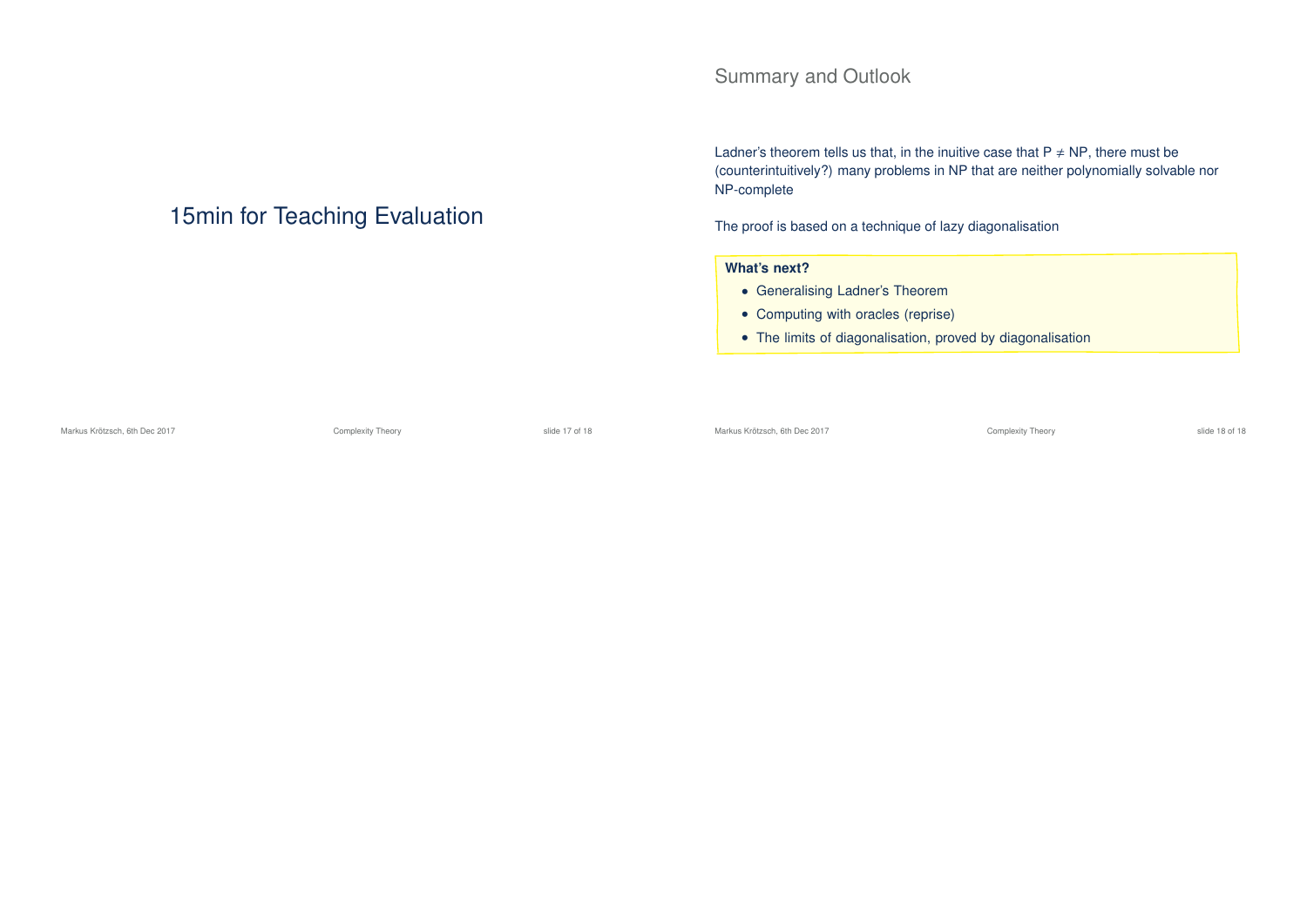# 15min for Teaching Evaluation

## Summary and Outlook

Ladner's theorem tells us that, in the inuitive case that P $\neq$ NP, there must be (counterintuitively?) many problems in NP that are neither polynomially solvable nor NP-complete

The proof is based on a technique of lazy diagonalisation

**What's next?**

- Generalising Ladner's Theorem
- Computing with oracles (reprise)
- The limits of diagonalisation, proved by diagonalisation